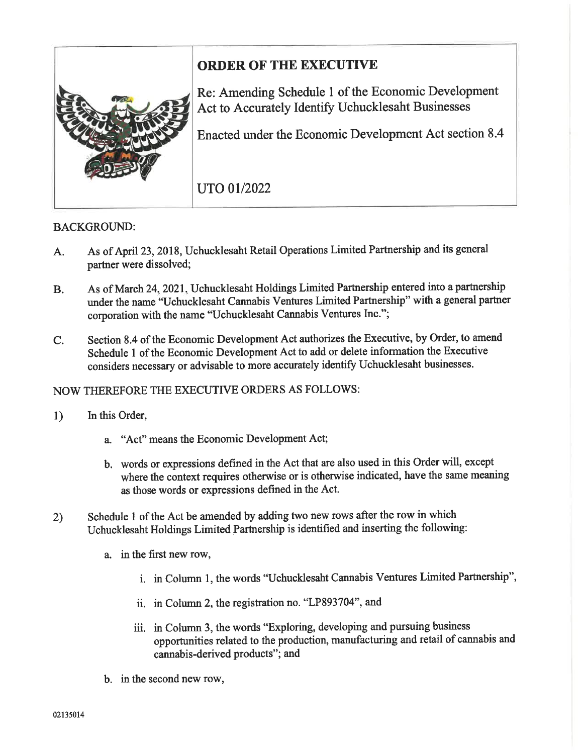# ORDER OF THE EXECUTIVE

Re: Amending Schedule 1 of the Economic Development Act to Accurately Identify Uchucklesaht Businesses

Enacted under the Economic Development Act section 8.4

UTO 01/2022

BACKGROUND:

A. As of April 23, 2018, Uchucklesaht Retail Operations Limited Partnership and its general partner were dissolved;

B. As of March 24, 2021, Uchucklesaht Holdings Limited Partnership entered into a partnership under the name "Uchucklesaht Cannabis Ventures Limited Partnership" with a general partner corporation with the name "Uchucklesaht Cannabis Ventures Inc.";

C. Section 8.4 of the Economic Development Act authorizes the Executive, by Order, to amend Schedule 1 of the Economic Development Act to add or delete information the Executive considers necessary or advisable to more accurately identify Uchucklesaht businesses.

NOW THEREFORE THE EXECUTIVE ORDERS AS FOLLOWS:

1) In this Order,

   a. "Act" means the Economic Development Act;

   b. words or expressions defined in the Act that are also used in this Order will, except where the context requires otherwise or is otherwise indicated, have the same meaning as those words or expressions defined in the Act.

2) Schedule 1 of the Act be amended by adding two new rows after the row in which Uchucklesaht Holdings Limited Partnership is identified and inserting the following:

   a. in the first new row,

      i. in Column 1, the words "Uchucklesaht Cannabis Ventures Limited Partnership",

      ii. in Column 2, the registration no. "LP893704", and

      iii. in Column 3, the words "Exploring, developing and pursuing business opportunities related to the production, manufacturing and retail of cannabis and cannabis-derived products"; and

   b. in the second new row,

02135014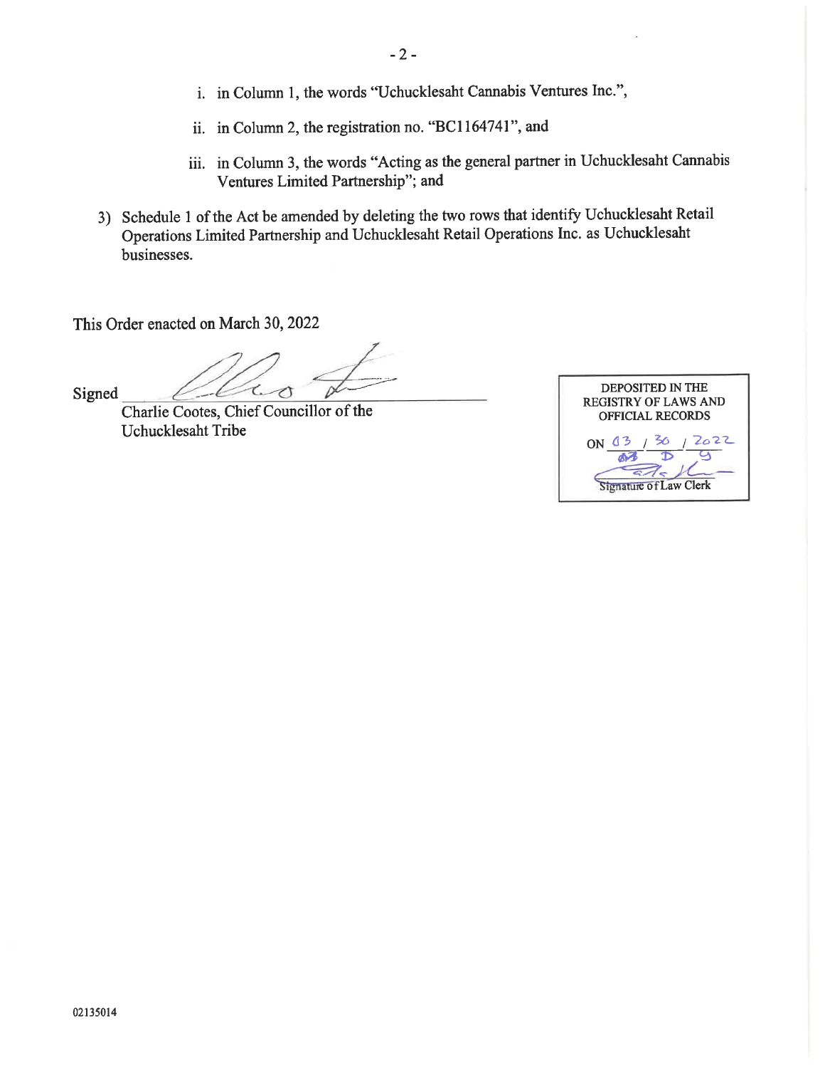i. in Column 1, the words "Uchucklesaht Cannabis Ventures Inc.",

ii. in Column 2, the registration no. "BC1164741", and

iii. in Column 3, the words "Acting as the general partner in Uchucklesaht Cannabis Ventures Limited Partnership"; and

3) Schedule 1 of the Act be amended by deleting the two rows that identify Uchucklesaht Retail Operations Limited Partnership and Uchucklesaht Retail Operations Inc. as Uchucklesaht businesses.

This Order enacted on March 30, 2022

Signed \_\_\_\_\_\_\_\_\_\_\_\_\_\_\_\_\_\_\_\_\_\_\_\_\_\_\_\_

Charlie Cootes, Chief Councillor of the Uchucklesaht Tribe

DEPOSITED IN THE REGISTRY OF LAWS AND OFFICIAL RECORDS

ON 03 / 30 / 2022
M / D / Y

Signature of Law Clerk

02135014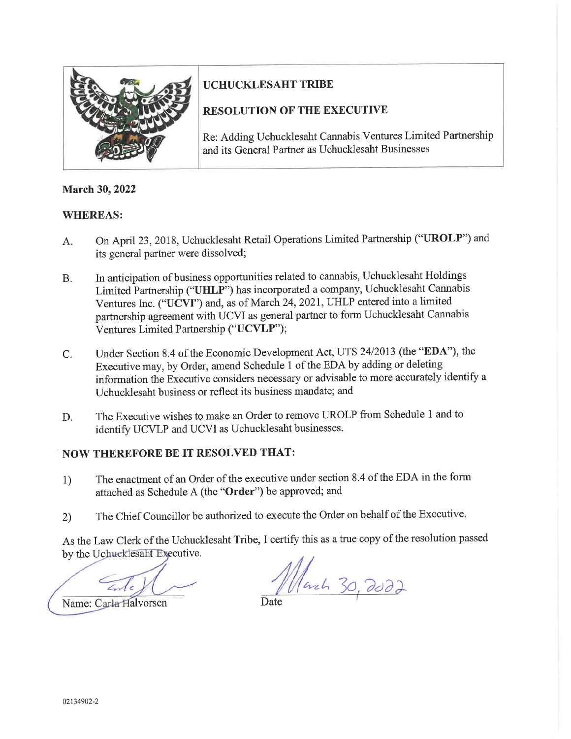**UCHUCKLESAHT TRIBE**

**RESOLUTION OF THE EXECUTIVE**

Re: Adding Uchucklesaht Cannabis Ventures Limited Partnership and its General Partner as Uchucklesaht Businesses

**March 30, 2022**

**WHEREAS:**

A. On April 23, 2018, Uchucklesaht Retail Operations Limited Partnership ("**UROLP**") and its general partner were dissolved;

B. In anticipation of business opportunities related to cannabis, Uchucklesaht Holdings Limited Partnership ("**UHLP**") has incorporated a company, Uchucklesaht Cannabis Ventures Inc. ("**UCVI**") and, as of March 24, 2021, UHLP entered into a limited partnership agreement with UCVI as general partner to form Uchucklesaht Cannabis Ventures Limited Partnership ("**UCVLP**");

C. Under Section 8.4 of the Economic Development Act, UTS 24/2013 (the "**EDA**"), the Executive may, by Order, amend Schedule 1 of the EDA by adding or deleting information the Executive considers necessary or advisable to more accurately identify a Uchucklesaht business or reflect its business mandate; and

D. The Executive wishes to make an Order to remove UROLP from Schedule 1 and to identify UCVLP and UCVI as Uchucklesaht businesses.

**NOW THEREFORE BE IT RESOLVED THAT:**

1) The enactment of an Order of the executive under section 8.4 of the EDA in the form attached as Schedule A (the "**Order**") be approved; and

2) The Chief Councillor be authorized to execute the Order on behalf of the Executive.

As the Law Clerk of the Uchucklesaht Tribe, I certify this as a true copy of the resolution passed by the Uchucklesaht Executive.

Name: Carla Halvorsen

Date: March 30, 2022

02134902-2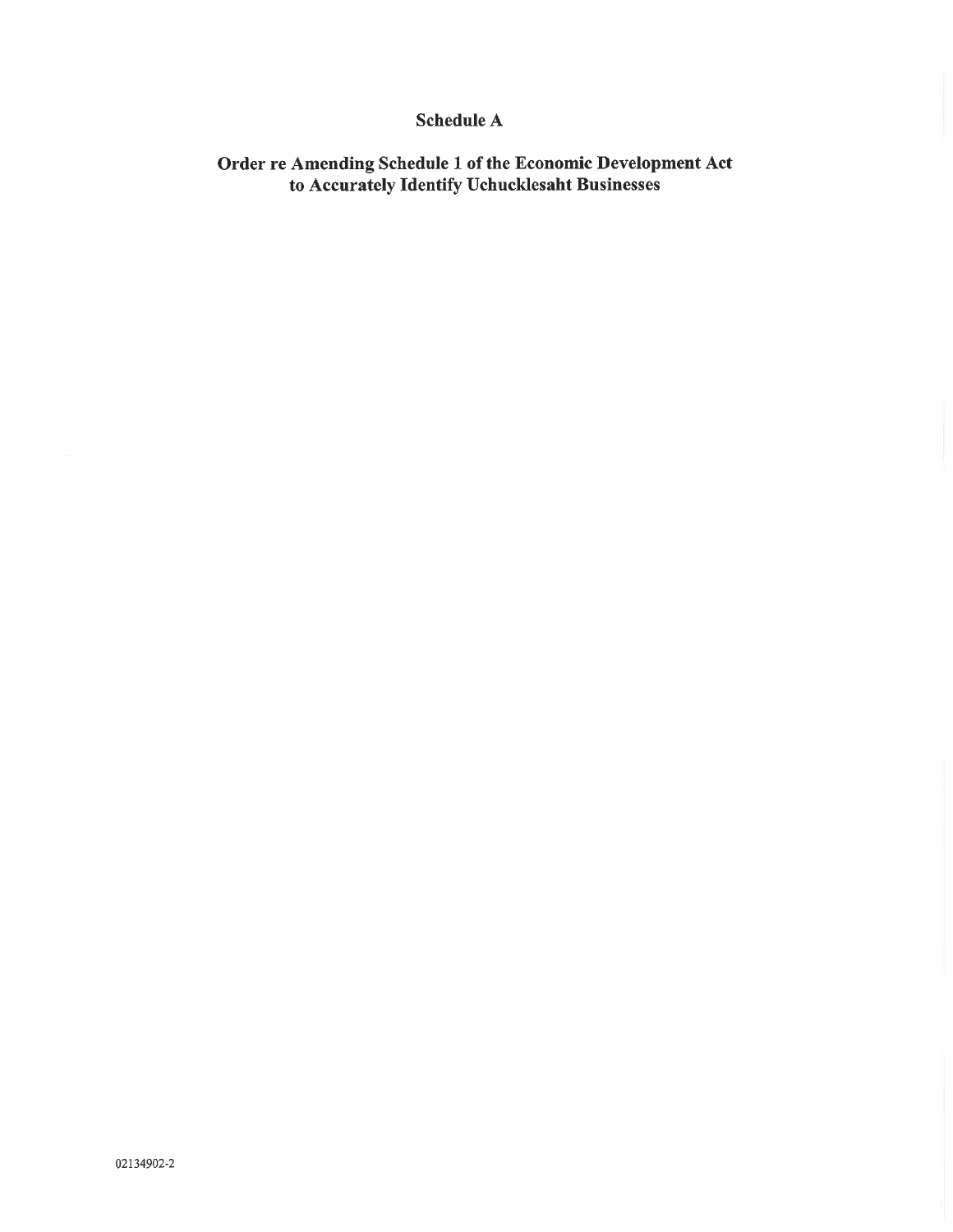# Schedule A

## Order re Amending Schedule 1 of the Economic Development Act to Accurately Identify Uchucklesaht Businesses

02134902-2